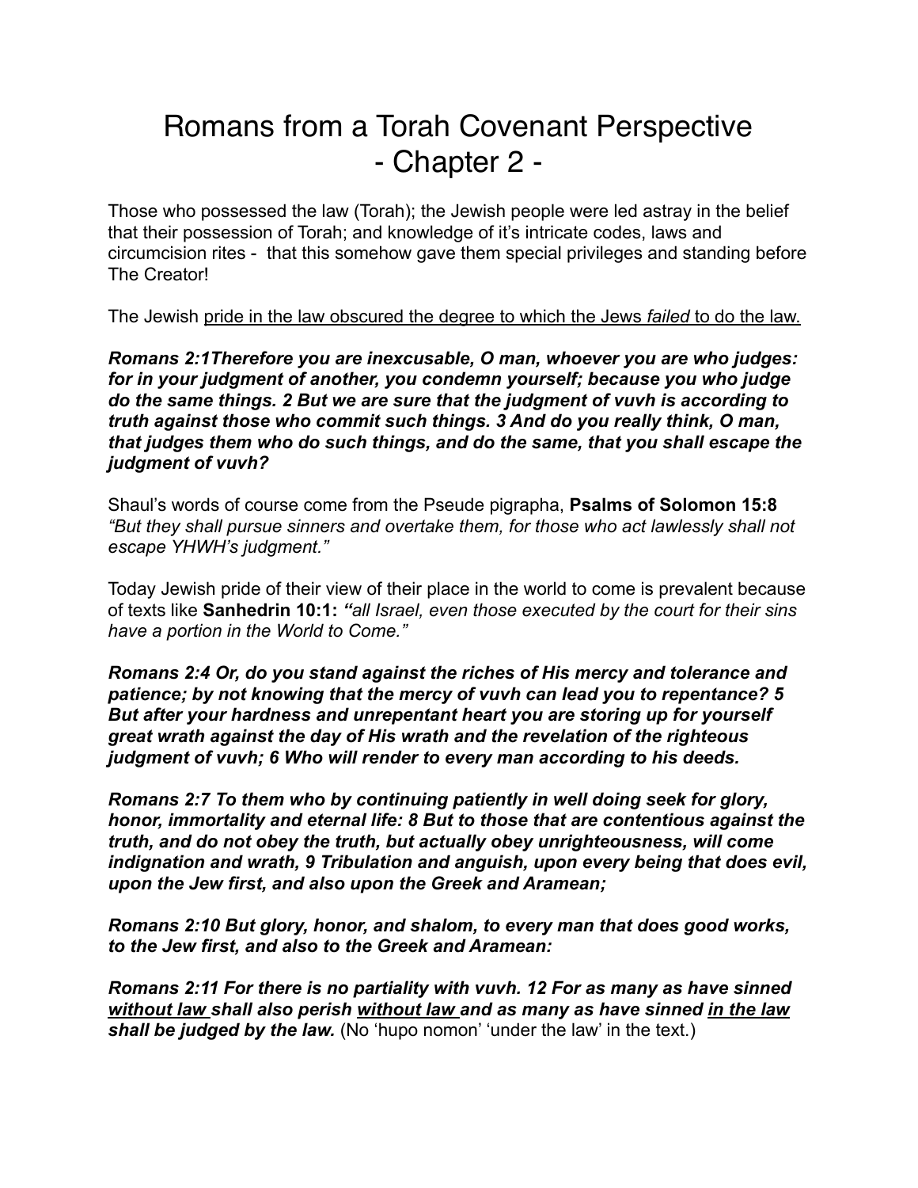# Romans from a Torah Covenant Perspective
# - Chapter 2 -

Those who possessed the law (Torah); the Jewish people were led astray in the belief that their possession of Torah; and knowledge of it's intricate codes, laws and circumcision rites - that this somehow gave them special privileges and standing before The Creator!

The Jewish <u>pride in the law obscured the degree to which the Jews *failed* to do the law.</u>

***Romans 2:1Therefore you are inexcusable, O man, whoever you are who judges: for in your judgment of another, you condemn yourself; because you who judge do the same things. 2 But we are sure that the judgment of vuvh is according to truth against those who commit such things. 3 And do you really think, O man, that judges them who do such things, and do the same, that you shall escape the judgment of vuvh?***

Shaul's words of course come from the Pseude pigrapha, **Psalms of Solomon 15:8** *"But they shall pursue sinners and overtake them, for those who act lawlessly shall not escape YHWH's judgment."*

Today Jewish pride of their view of their place in the world to come is prevalent because of texts like **Sanhedrin 10:1:** ***"****all Israel, even those executed by the court for their sins have a portion in the World to Come."*

***Romans 2:4 Or, do you stand against the riches of His mercy and tolerance and patience; by not knowing that the mercy of vuvh can lead you to repentance? 5 But after your hardness and unrepentant heart you are storing up for yourself great wrath against the day of His wrath and the revelation of the righteous judgment of vuvh; 6 Who will render to every man according to his deeds.***

***Romans 2:7 To them who by continuing patiently in well doing seek for glory, honor, immortality and eternal life: 8 But to those that are contentious against the truth, and do not obey the truth, but actually obey unrighteousness, will come indignation and wrath, 9 Tribulation and anguish, upon every being that does evil, upon the Jew first, and also upon the Greek and Aramean;***

***Romans 2:10 But glory, honor, and shalom, to every man that does good works, to the Jew first, and also to the Greek and Aramean:***

***Romans 2:11 For there is no partiality with vuvh. 12 For as many as have sinned <u>without law</u> shall also perish <u>without law</u> and as many as have sinned <u>in the law</u> shall be judged by the law.*** (No 'hupo nomon' 'under the law' in the text.)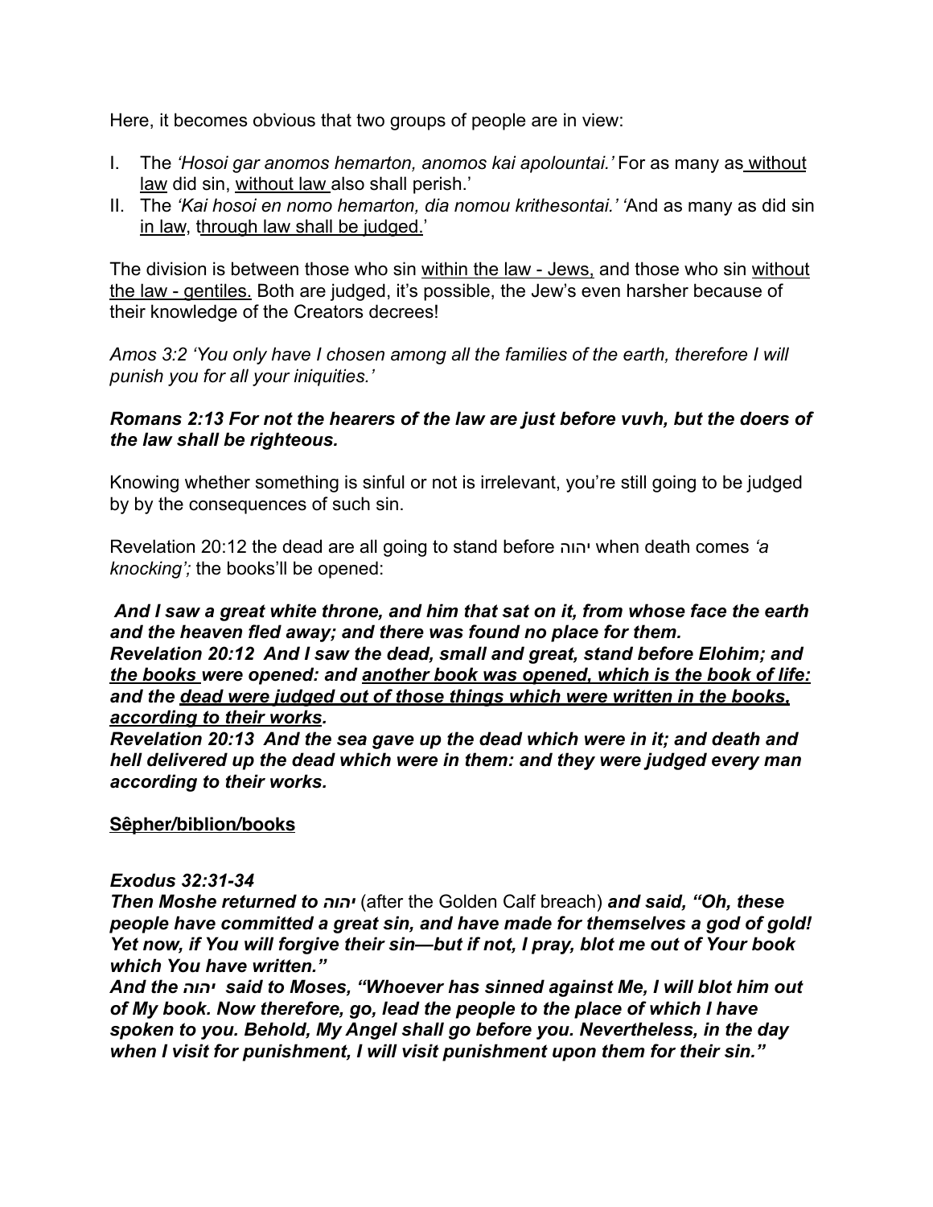Here, it becomes obvious that two groups of people are in view:

I. The *'Hosoi gar anomos hemarton, anomos kai apolountai.'* For as many as <u>without law</u> did sin, <u>without law</u> also shall perish.'
II. The *'Kai hosoi en nomo hemarton, dia nomou krithesontai.'* 'And as many as did sin <u>in law</u>, <u>through law shall be judged.</u>'

The division is between those who sin <u>within the law - Jews,</u> and those who sin <u>without the law - gentiles.</u> Both are judged, it's possible, the Jew's even harsher because of their knowledge of the Creators decrees!

*Amos 3:2 'You only have I chosen among all the families of the earth, therefore I will punish you for all your iniquities.'*

***Romans 2:13 For not the hearers of the law are just before vuvh, but the doers of the law shall be righteous.***

Knowing whether something is sinful or not is irrelevant, you're still going to be judged by by the consequences of such sin.

Revelation 20:12 the dead are all going to stand before יהוה when death comes *'a knocking';* the books'll be opened:

***And I saw a great white throne, and him that sat on it, from whose face the earth and the heaven fled away; and there was found no place for them.***
***Revelation 20:12 And I saw the dead, small and great, stand before Elohim; and <u>the books</u> were opened: and <u>another book was opened, which is the book of life:</u> and the <u>dead were judged out of those things which were written in the books, according to their works</u>.***
***Revelation 20:13 And the sea gave up the dead which were in it; and death and hell delivered up the dead which were in them: and they were judged every man according to their works.***

**<u>Sêpher/biblion/books</u>**

***Exodus 32:31-34***
***Then Moshe returned to יהוה*** (after the Golden Calf breach) ***and said, "Oh, these people have committed a great sin, and have made for themselves a god of gold! Yet now, if You will forgive their sin—but if not, I pray, blot me out of Your book which You have written."***
***And the יהוה said to Moses, "Whoever has sinned against Me, I will blot him out of My book. Now therefore, go, lead the people to the place of which I have spoken to you. Behold, My Angel shall go before you. Nevertheless, in the day when I visit for punishment, I will visit punishment upon them for their sin."***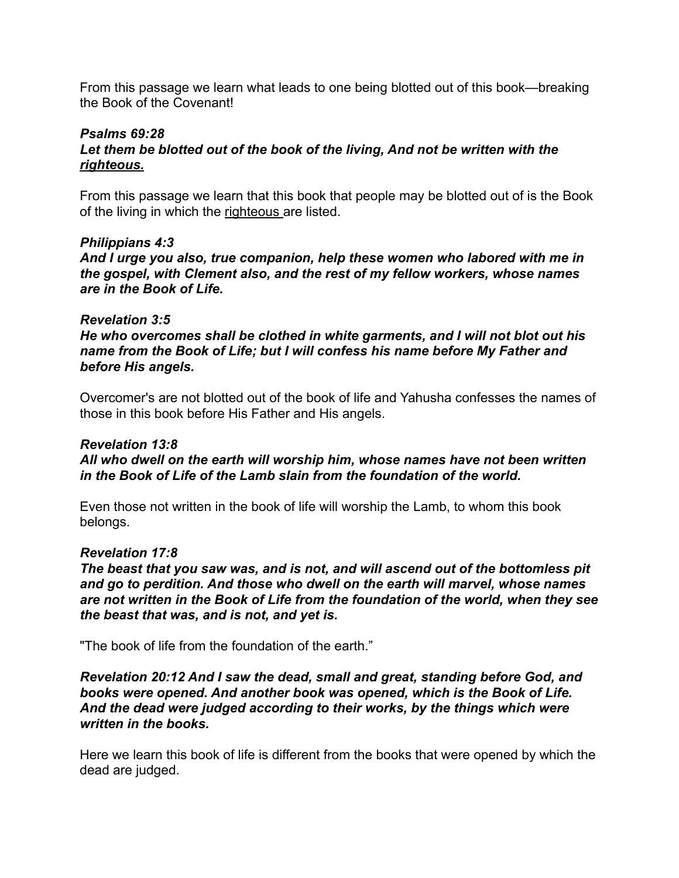From this passage we learn what leads to one being blotted out of this book—breaking the Book of the Covenant!

***Psalms 69:28***
***Let them be blotted out of the book of the living, And not be written with the <u>righteous.</u>***

From this passage we learn that this book that people may be blotted out of is the Book of the living in which the <u>righteous</u> are listed.

***Philippians 4:3***
***And I urge you also, true companion, help these women who labored with me in the gospel, with Clement also, and the rest of my fellow workers, whose names are in the Book of Life.***

***Revelation 3:5***
***He who overcomes shall be clothed in white garments, and I will not blot out his name from the Book of Life; but I will confess his name before My Father and before His angels.***

Overcomer's are not blotted out of the book of life and Yahusha confesses the names of those in this book before His Father and His angels.

***Revelation 13:8***
***All who dwell on the earth will worship him, whose names have not been written in the Book of Life of the Lamb slain from the foundation of the world.***

Even those not written in the book of life will worship the Lamb, to whom this book belongs.

***Revelation 17:8***
***The beast that you saw was, and is not, and will ascend out of the bottomless pit and go to perdition. And those who dwell on the earth will marvel, whose names are not written in the Book of Life from the foundation of the world, when they see the beast that was, and is not, and yet is.***

"The book of life from the foundation of the earth."

***Revelation 20:12 And I saw the dead, small and great, standing before God, and books were opened. And another book was opened, which is the Book of Life. And the dead were judged according to their works, by the things which were written in the books.***

Here we learn this book of life is different from the books that were opened by which the dead are judged.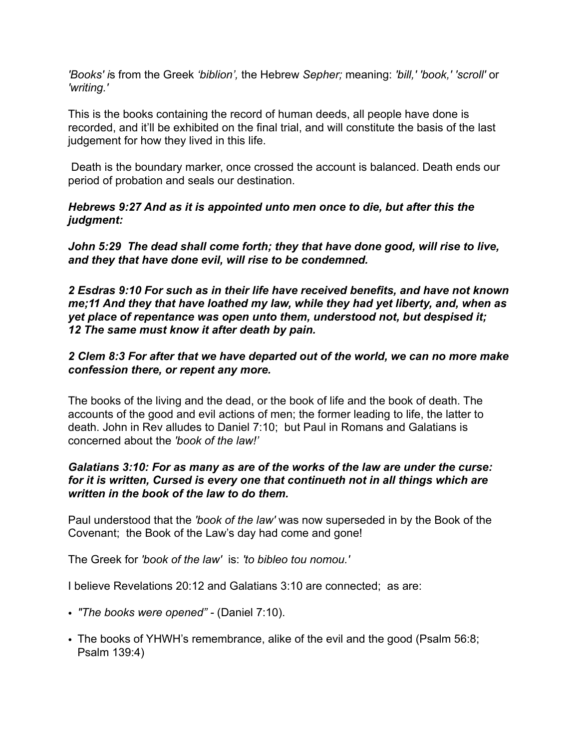*'Books' i*s from the Greek *'biblion',* the Hebrew *Sepher;* meaning: *'bill,' 'book,' 'scroll'* or *'writing.'*

This is the books containing the record of human deeds, all people have done is recorded, and it'll be exhibited on the final trial, and will constitute the basis of the last judgement for how they lived in this life.

Death is the boundary marker, once crossed the account is balanced. Death ends our period of probation and seals our destination.

***Hebrews 9:27 And as it is appointed unto men once to die, but after this the judgment:***

***John 5:29 The dead shall come forth; they that have done good, will rise to live, and they that have done evil, will rise to be condemned.***

***2 Esdras 9:10 For such as in their life have received benefits, and have not known me;11 And they that have loathed my law, while they had yet liberty, and, when as yet place of repentance was open unto them, understood not, but despised it; 12 The same must know it after death by pain.***

***2 Clem 8:3 For after that we have departed out of the world, we can no more make confession there, or repent any more.***

The books of the living and the dead, or the book of life and the book of death. The accounts of the good and evil actions of men; the former leading to life, the latter to death. John in Rev alludes to Daniel 7:10; but Paul in Romans and Galatians is concerned about the *'book of the law!'*

***Galatians 3:10: For as many as are of the works of the law are under the curse: for it is written, Cursed is every one that continueth not in all things which are written in the book of the law to do them.***

Paul understood that the *'book of the law'* was now superseded in by the Book of the Covenant; the Book of the Law's day had come and gone!

The Greek for *'book of the law'* is: *'to bibleo tou nomou.'*

I believe Revelations 20:12 and Galatians 3:10 are connected; as are:

- *"The books were opened"* - (Daniel 7:10).
- The books of YHWH's remembrance, alike of the evil and the good (Psalm 56:8; Psalm 139:4)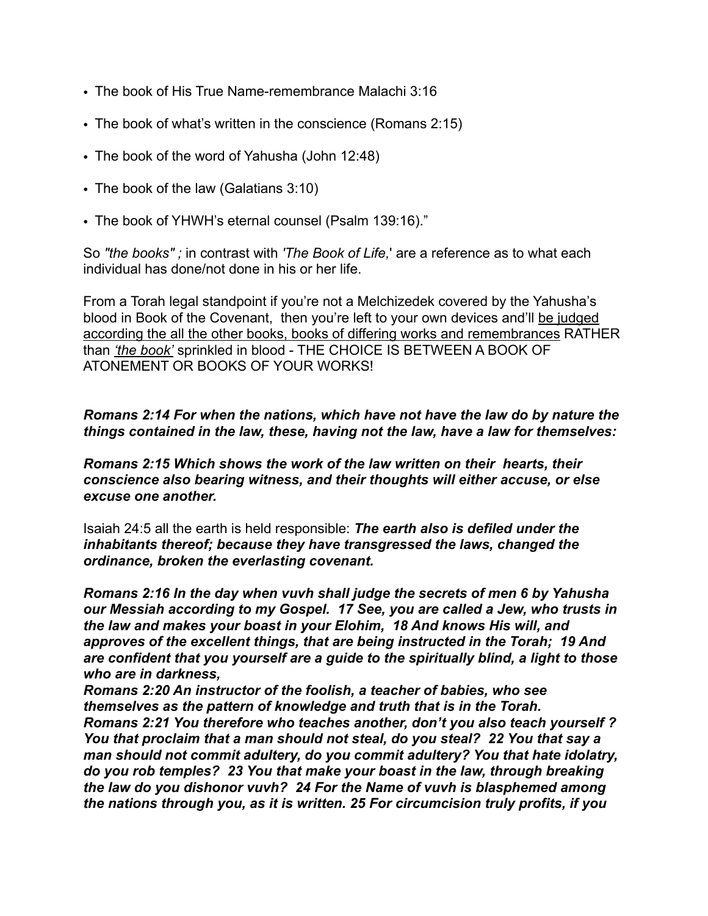- The book of His True Name-remembrance Malachi 3:16
- The book of what's written in the conscience (Romans 2:15)
- The book of the word of Yahusha (John 12:48)
- The book of the law (Galatians 3:10)
- The book of YHWH's eternal counsel (Psalm 139:16)."

So *"the books" ;* in contrast with *'The Book of Life,'* are a reference as to what each individual has done/not done in his or her life.

From a Torah legal standpoint if you're not a Melchizedek covered by the Yahusha's blood in Book of the Covenant, then you're left to your own devices and'll <u>be judged according the all the other books, books of differing works and remembrances</u> RATHER than <u>*'the book'*</u> sprinkled in blood - THE CHOICE IS BETWEEN A BOOK OF ATONEMENT OR BOOKS OF YOUR WORKS!

***Romans 2:14 For when the nations, which have not have the law do by nature the things contained in the law, these, having not the law, have a law for themselves:***

***Romans 2:15 Which shows the work of the law written on their hearts, their conscience also bearing witness, and their thoughts will either accuse, or else excuse one another.***

Isaiah 24:5 all the earth is held responsible: ***The earth also is defiled under the inhabitants thereof; because they have transgressed the laws, changed the ordinance, broken the everlasting covenant.***

***Romans 2:16 In the day when vuvh shall judge the secrets of men 6 by Yahusha our Messiah according to my Gospel. 17 See, you are called a Jew, who trusts in the law and makes your boast in your Elohim, 18 And knows His will, and approves of the excellent things, that are being instructed in the Torah; 19 And are confident that you yourself are a guide to the spiritually blind, a light to those who are in darkness,***
***Romans 2:20 An instructor of the foolish, a teacher of babies, who see themselves as the pattern of knowledge and truth that is in the Torah.***
***Romans 2:21 You therefore who teaches another, don't you also teach yourself ? You that proclaim that a man should not steal, do you steal? 22 You that say a man should not commit adultery, do you commit adultery? You that hate idolatry, do you rob temples? 23 You that make your boast in the law, through breaking the law do you dishonor vuvh? 24 For the Name of vuvh is blasphemed among the nations through you, as it is written. 25 For circumcision truly profits, if you***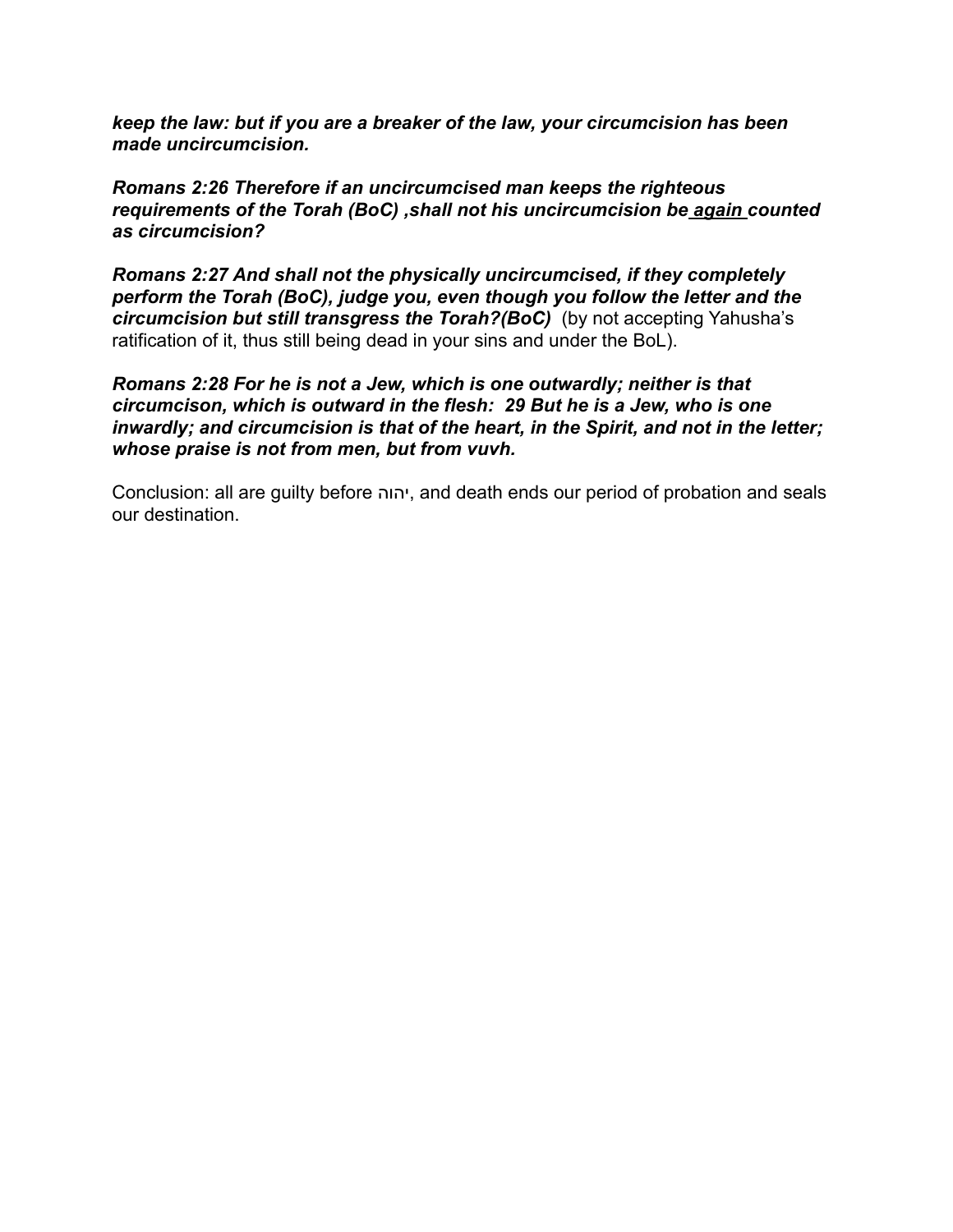***keep the law: but if you are a breaker of the law, your circumcision has been made uncircumcision.***

***Romans 2:26 Therefore if an uncircumcised man keeps the righteous requirements of the Torah (BoC) ,shall not his uncircumcision be <u>again</u> counted as circumcision?***

***Romans 2:27 And shall not the physically uncircumcised, if they completely perform the Torah (BoC), judge you, even though you follow the letter and the circumcision but still transgress the Torah?(BoC)*** (by not accepting Yahusha's ratification of it, thus still being dead in your sins and under the BoL).

***Romans 2:28 For he is not a Jew, which is one outwardly; neither is that circumcison, which is outward in the flesh: 29 But he is a Jew, who is one inwardly; and circumcision is that of the heart, in the Spirit, and not in the letter; whose praise is not from men, but from vuvh.***

Conclusion: all are guilty before יהוה, and death ends our period of probation and seals our destination.